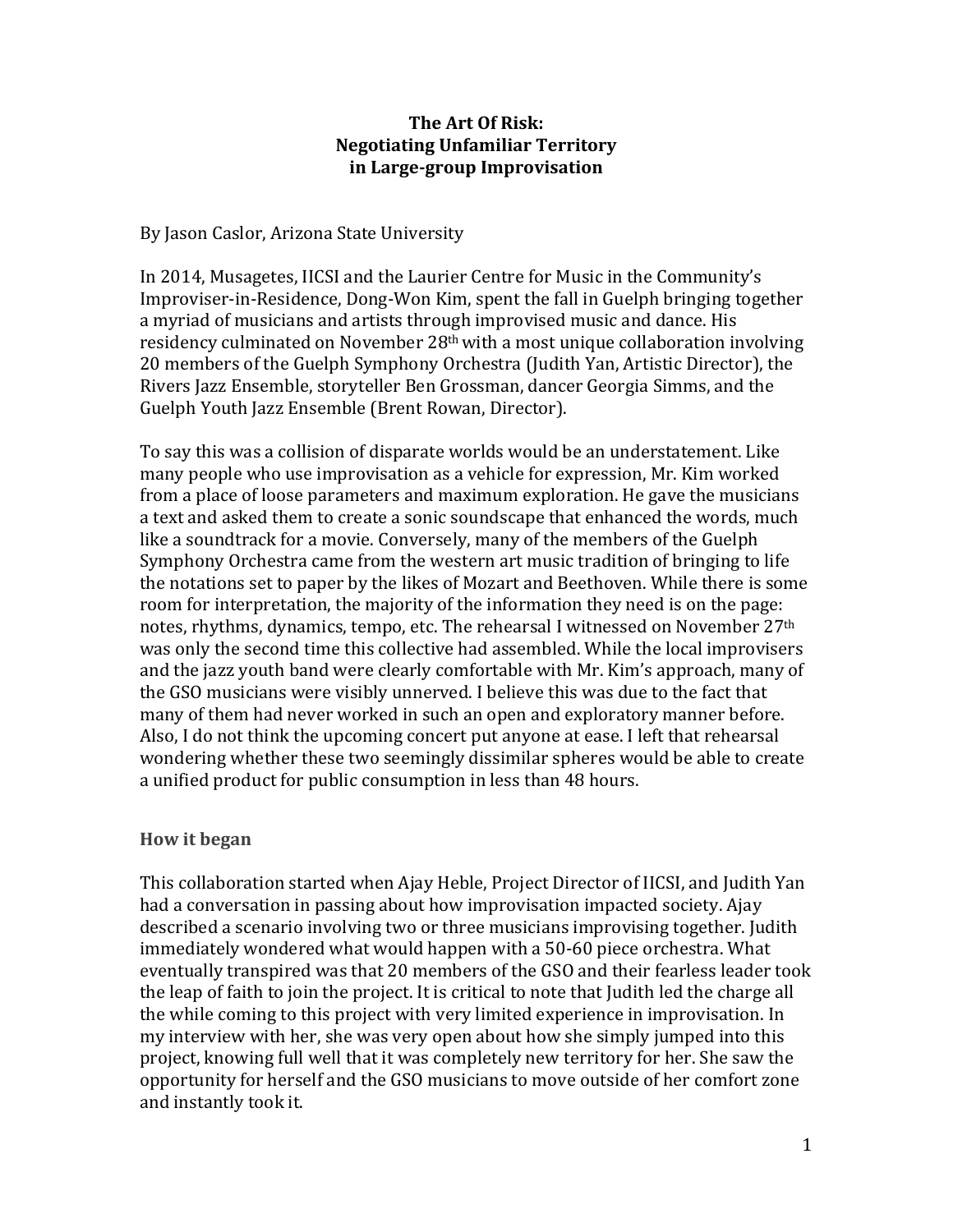# The Art Of Risk: Negotiating Unfamiliar Territory in Large-group Improvisation

By Jason Caslor, Arizona State University

In 2014, Musagetes, IICSI and the Laurier Centre for Music in the Community's Improviser-in-Residence, Dong-Won Kim, spent the fall in Guelph bringing together a myriad of musicians and artists through improvised music and dance. His residency culminated on November 28th with a most unique collaboration involving 20 members of the Guelph Symphony Orchestra (Judith Yan, Artistic Director), the Rivers Jazz Ensemble, storyteller Ben Grossman, dancer Georgia Simms, and the Guelph Youth Jazz Ensemble (Brent Rowan, Director).

To say this was a collision of disparate worlds would be an understatement. Like many people who use improvisation as a vehicle for expression, Mr. Kim worked from a place of loose parameters and maximum exploration. He gave the musicians a text and asked them to create a sonic soundscape that enhanced the words, much like a soundtrack for a movie. Conversely, many of the members of the Guelph Symphony Orchestra came from the western art music tradition of bringing to life the notations set to paper by the likes of Mozart and Beethoven. While there is some room for interpretation, the majority of the information they need is on the page: notes, rhythms, dynamics, tempo, etc. The rehearsal I witnessed on November 27th was only the second time this collective had assembled. While the local improvisers and the jazz youth band were clearly comfortable with Mr. Kim's approach, many of the GSO musicians were visibly unnerved. I believe this was due to the fact that many of them had never worked in such an open and exploratory manner before. Also, I do not think the upcoming concert put anyone at ease. I left that rehearsal wondering whether these two seemingly dissimilar spheres would be able to create a unified product for public consumption in less than 48 hours.

## How it began

This collaboration started when Ajay Heble, Project Director of IICSI, and Judith Yan had a conversation in passing about how improvisation impacted society. Ajay described a scenario involving two or three musicians improvising together. Judith immediately wondered what would happen with a 50-60 piece orchestra. What eventually transpired was that 20 members of the GSO and their fearless leader took the leap of faith to join the project. It is critical to note that Judith led the charge all the while coming to this project with very limited experience in improvisation. In my interview with her, she was very open about how she simply jumped into this project, knowing full well that it was completely new territory for her. She saw the opportunity for herself and the GSO musicians to move outside of her comfort zone and instantly took it.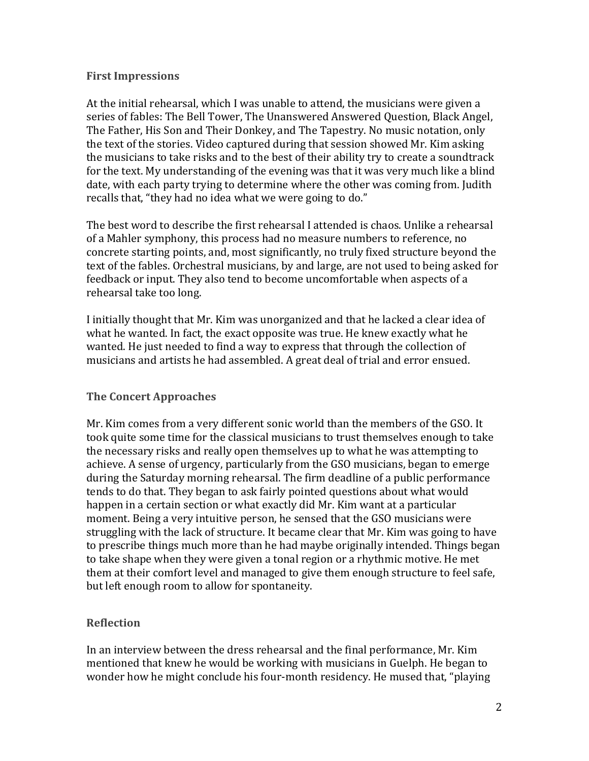### First Impressions

At the initial rehearsal, which I was unable to attend, the musicians were given a series of fables: The Bell Tower, The Unanswered Answered Question, Black Angel, The Father, His Son and Their Donkey, and The Tapestry. No music notation, only the text of the stories. Video captured during that session showed Mr. Kim asking the musicians to take risks and to the best of their ability try to create a soundtrack for the text. My understanding of the evening was that it was very much like a blind date, with each party trying to determine where the other was coming from. Judith recalls that, "they had no idea what we were going to do."

The best word to describe the first rehearsal I attended is chaos. Unlike a rehearsal of a Mahler symphony, this process had no measure numbers to reference, no concrete starting points, and, most significantly, no truly fixed structure beyond the text of the fables. Orchestral musicians, by and large, are not used to being asked for feedback or input. They also tend to become uncomfortable when aspects of a rehearsal take too long.

I initially thought that Mr. Kim was unorganized and that he lacked a clear idea of what he wanted. In fact, the exact opposite was true. He knew exactly what he wanted. He just needed to find a way to express that through the collection of musicians and artists he had assembled. A great deal of trial and error ensued.

### The Concert Approaches

Mr. Kim comes from a very different sonic world than the members of the GSO. It took quite some time for the classical musicians to trust themselves enough to take the necessary risks and really open themselves up to what he was attempting to achieve. A sense of urgency, particularly from the GSO musicians, began to emerge during the Saturday morning rehearsal. The firm deadline of a public performance tends to do that. They began to ask fairly pointed questions about what would happen in a certain section or what exactly did Mr. Kim want at a particular moment. Being a very intuitive person, he sensed that the GSO musicians were struggling with the lack of structure. It became clear that Mr. Kim was going to have to prescribe things much more than he had maybe originally intended. Things began to take shape when they were given a tonal region or a rhythmic motive. He met them at their comfort level and managed to give them enough structure to feel safe, but left enough room to allow for spontaneity.

### Reflection

In an interview between the dress rehearsal and the final performance, Mr. Kim mentioned that knew he would be working with musicians in Guelph. He began to wonder how he might conclude his four-month residency. He mused that, "playing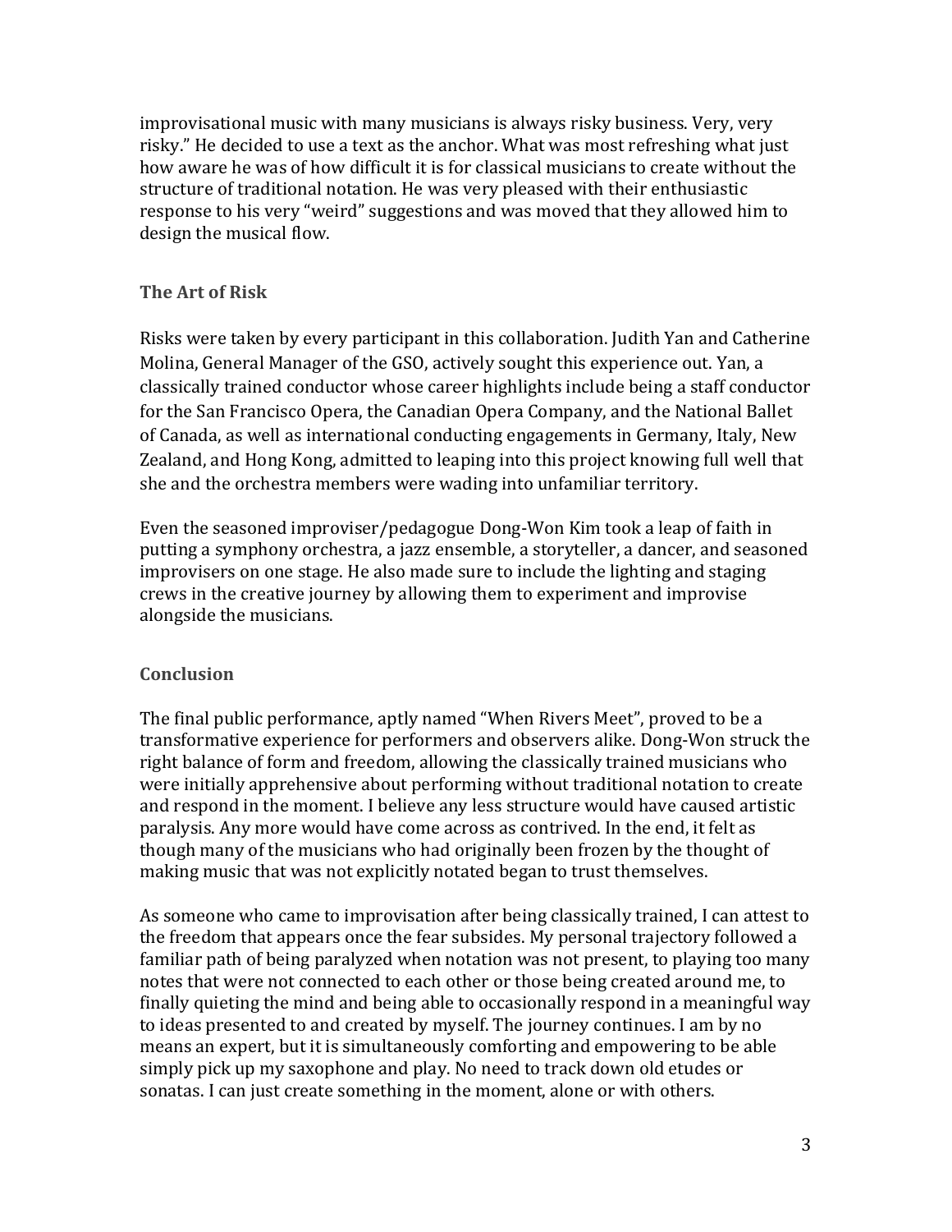improvisational music with many musicians is always risky business. Very, very risky." He decided to use a text as the anchor. What was most refreshing what just how aware he was of how difficult it is for classical musicians to create without the structure of traditional notation. He was very pleased with their enthusiastic response to his very "weird" suggestions and was moved that they allowed him to design the musical flow.

## The Art of Risk

Risks were taken by every participant in this collaboration. Judith Yan and Catherine Molina, General Manager of the GSO, actively sought this experience out. Yan, a classically trained conductor whose career highlights include being a staff conductor for the San Francisco Opera, the Canadian Opera Company, and the National Ballet of Canada, as well as international conducting engagements in Germany, Italy, New Zealand, and Hong Kong, admitted to leaping into this project knowing full well that she and the orchestra members were wading into unfamiliar territory.

Even the seasoned improviser/pedagogue Dong-Won Kim took a leap of faith in putting a symphony orchestra, a jazz ensemble, a storyteller, a dancer, and seasoned improvisers on one stage. He also made sure to include the lighting and staging crews in the creative journey by allowing them to experiment and improvise alongside the musicians.

## Conclusion

The final public performance, aptly named "When Rivers Meet", proved to be a transformative experience for performers and observers alike. Dong-Won struck the right balance of form and freedom, allowing the classically trained musicians who were initially apprehensive about performing without traditional notation to create and respond in the moment. I believe any less structure would have caused artistic paralysis. Any more would have come across as contrived. In the end, it felt as though many of the musicians who had originally been frozen by the thought of making music that was not explicitly notated began to trust themselves.

As someone who came to improvisation after being classically trained, I can attest to the freedom that appears once the fear subsides. My personal trajectory followed a familiar path of being paralyzed when notation was not present, to playing too many notes that were not connected to each other or those being created around me, to finally quieting the mind and being able to occasionally respond in a meaningful way to ideas presented to and created by myself. The journey continues. I am by no means an expert, but it is simultaneously comforting and empowering to be able simply pick up my saxophone and play. No need to track down old etudes or sonatas. I can just create something in the moment, alone or with others.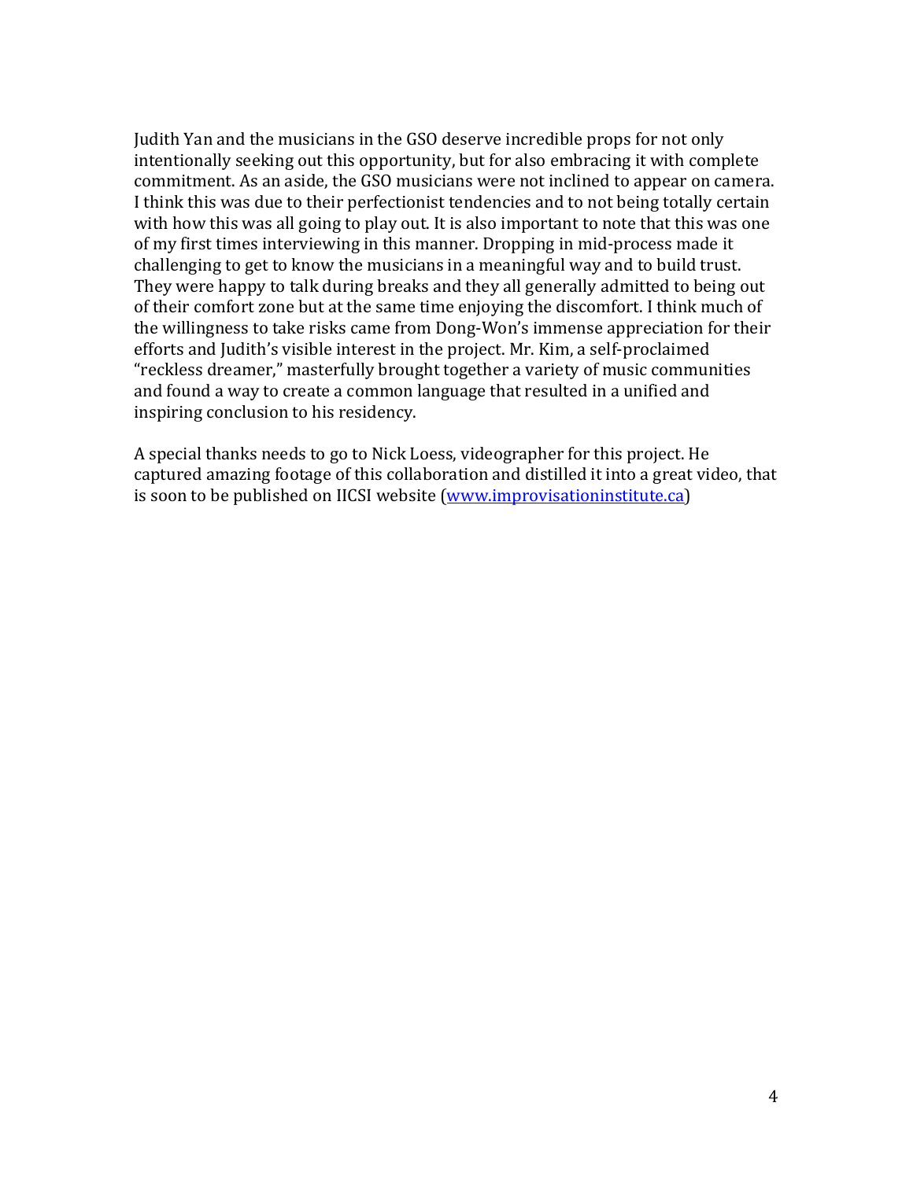Judith Yan and the musicians in the GSO deserve incredible props for not only intentionally seeking out this opportunity, but for also embracing it with complete commitment. As an aside, the GSO musicians were not inclined to appear on camera. I think this was due to their perfectionist tendencies and to not being totally certain with how this was all going to play out. It is also important to note that this was one of my first times interviewing in this manner. Dropping in mid-process made it challenging to get to know the musicians in a meaningful way and to build trust. They were happy to talk during breaks and they all generally admitted to being out of their comfort zone but at the same time enjoying the discomfort. I think much of the willingness to take risks came from Dong-Won's immense appreciation for their efforts and Judith's visible interest in the project. Mr. Kim, a self-proclaimed "reckless dreamer," masterfully brought together a variety of music communities and found a way to create a common language that resulted in a unified and inspiring conclusion to his residency.

A special thanks needs to go to Nick Loess, videographer for this project. He captured amazing footage of this collaboration and distilled it into a great video, that is soon to be published on IICSI website ([www.improvisationinstitute.ca](http://www.improvisationinstitute.ca))